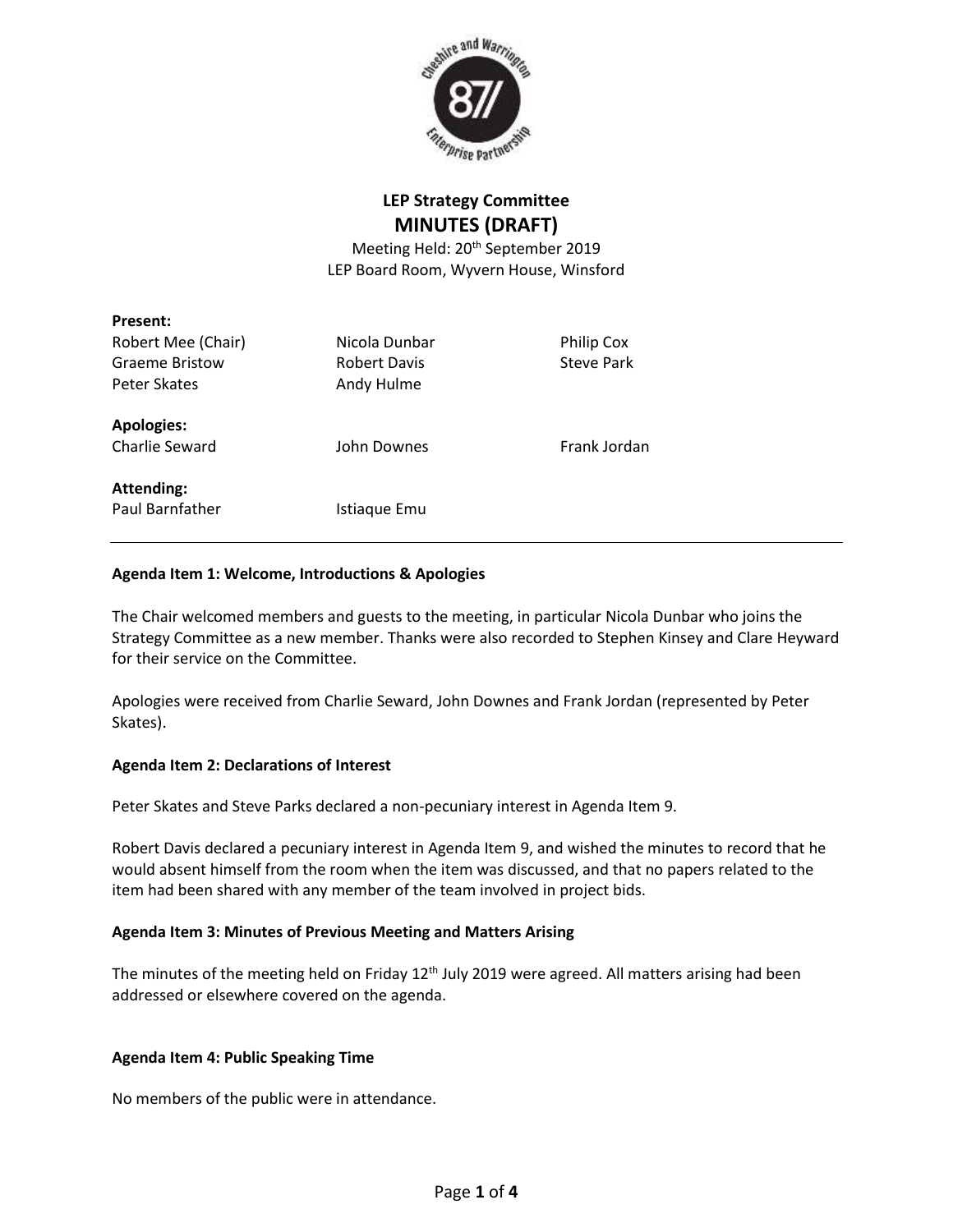# LEP Strategy Committee

## MINUTES (DRAFT)

Meeting Held: 20th September 2019
LEP Board Room, Wyvern House, Winsford

**Present:**

| | | |
|---|---|---|
| Robert Mee (Chair) | Nicola Dunbar | Philip Cox |
| Graeme Bristow | Robert Davis | Steve Park |
| Peter Skates | Andy Hulme | |

**Apologies:**

| | | |
|---|---|---|
| Charlie Seward | John Downes | Frank Jordan |

**Attending:**

| | |
|---|---|
| Paul Barnfather | Istiaque Emu |

---

**Agenda Item 1: Welcome, Introductions & Apologies**

The Chair welcomed members and guests to the meeting, in particular Nicola Dunbar who joins the Strategy Committee as a new member. Thanks were also recorded to Stephen Kinsey and Clare Heyward for their service on the Committee.

Apologies were received from Charlie Seward, John Downes and Frank Jordan (represented by Peter Skates).

**Agenda Item 2: Declarations of Interest**

Peter Skates and Steve Parks declared a non-pecuniary interest in Agenda Item 9.

Robert Davis declared a pecuniary interest in Agenda Item 9, and wished the minutes to record that he would absent himself from the room when the item was discussed, and that no papers related to the item had been shared with any member of the team involved in project bids.

**Agenda Item 3: Minutes of Previous Meeting and Matters Arising**

The minutes of the meeting held on Friday 12th July 2019 were agreed. All matters arising had been addressed or elsewhere covered on the agenda.

**Agenda Item 4: Public Speaking Time**

No members of the public were in attendance.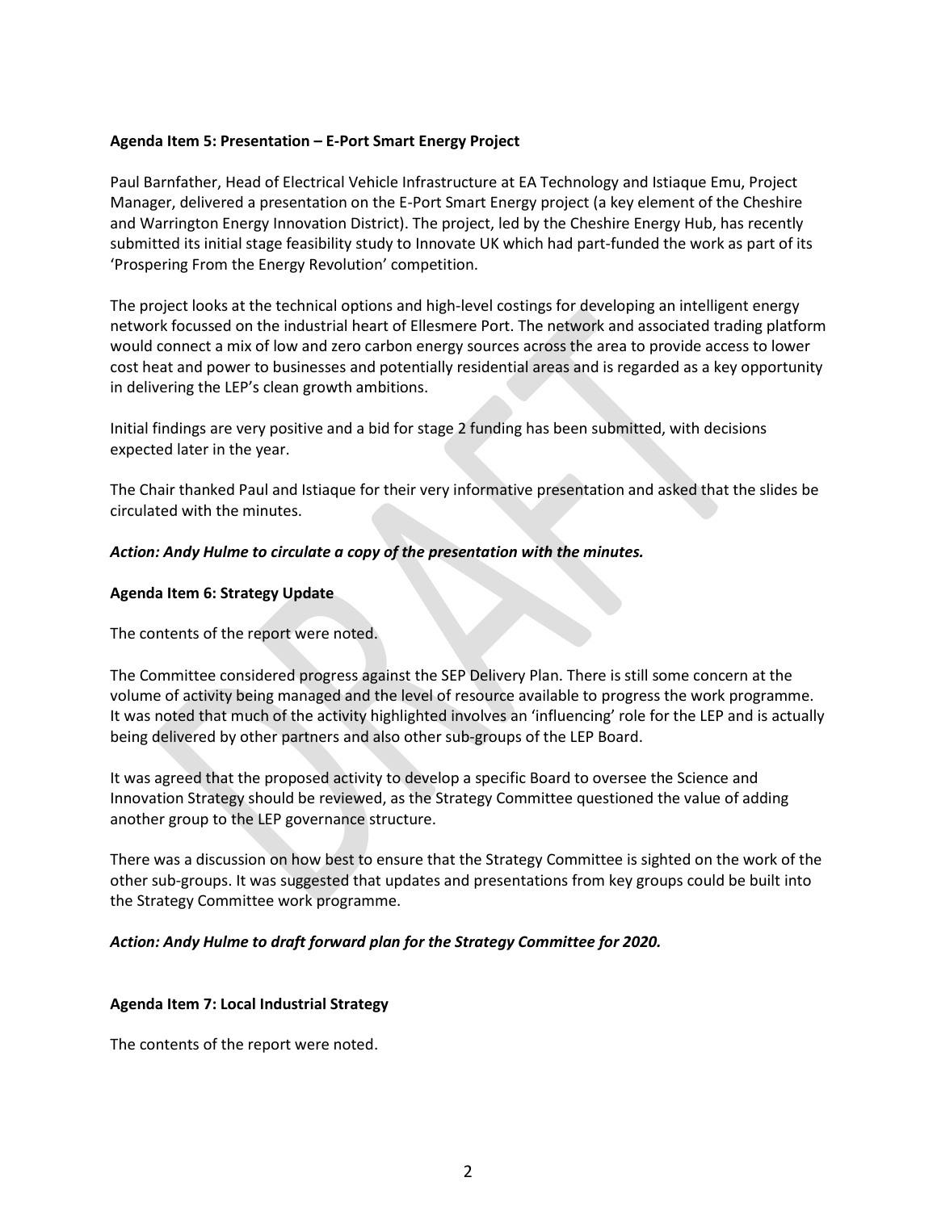**Agenda Item 5: Presentation – E-Port Smart Energy Project**

Paul Barnfather, Head of Electrical Vehicle Infrastructure at EA Technology and Istiaque Emu, Project Manager, delivered a presentation on the E-Port Smart Energy project (a key element of the Cheshire and Warrington Energy Innovation District). The project, led by the Cheshire Energy Hub, has recently submitted its initial stage feasibility study to Innovate UK which had part-funded the work as part of its 'Prospering From the Energy Revolution' competition.

The project looks at the technical options and high-level costings for developing an intelligent energy network focussed on the industrial heart of Ellesmere Port. The network and associated trading platform would connect a mix of low and zero carbon energy sources across the area to provide access to lower cost heat and power to businesses and potentially residential areas and is regarded as a key opportunity in delivering the LEP's clean growth ambitions.

Initial findings are very positive and a bid for stage 2 funding has been submitted, with decisions expected later in the year.

The Chair thanked Paul and Istiaque for their very informative presentation and asked that the slides be circulated with the minutes.

***Action: Andy Hulme to circulate a copy of the presentation with the minutes.***

**Agenda Item 6: Strategy Update**

The contents of the report were noted.

The Committee considered progress against the SEP Delivery Plan. There is still some concern at the volume of activity being managed and the level of resource available to progress the work programme. It was noted that much of the activity highlighted involves an 'influencing' role for the LEP and is actually being delivered by other partners and also other sub-groups of the LEP Board.

It was agreed that the proposed activity to develop a specific Board to oversee the Science and Innovation Strategy should be reviewed, as the Strategy Committee questioned the value of adding another group to the LEP governance structure.

There was a discussion on how best to ensure that the Strategy Committee is sighted on the work of the other sub-groups. It was suggested that updates and presentations from key groups could be built into the Strategy Committee work programme.

***Action: Andy Hulme to draft forward plan for the Strategy Committee for 2020.***

**Agenda Item 7: Local Industrial Strategy**

The contents of the report were noted.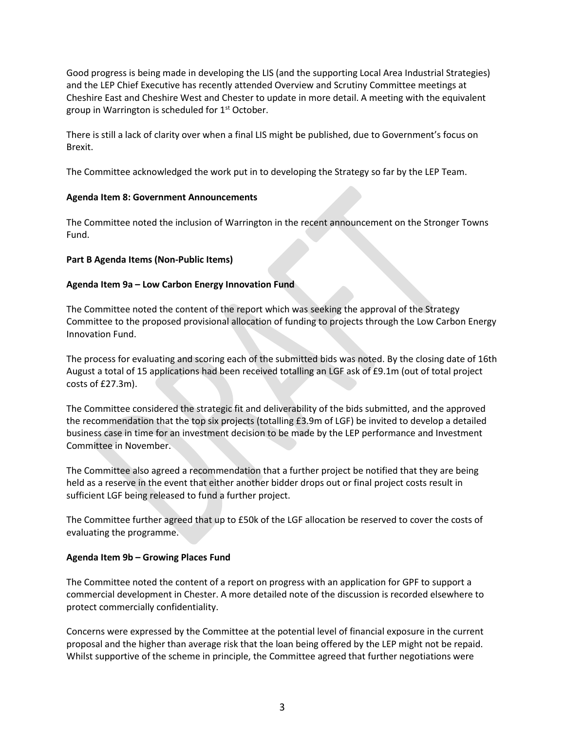Good progress is being made in developing the LIS (and the supporting Local Area Industrial Strategies) and the LEP Chief Executive has recently attended Overview and Scrutiny Committee meetings at Cheshire East and Cheshire West and Chester to update in more detail. A meeting with the equivalent group in Warrington is scheduled for 1st October.

There is still a lack of clarity over when a final LIS might be published, due to Government's focus on Brexit.

The Committee acknowledged the work put in to developing the Strategy so far by the LEP Team.

**Agenda Item 8: Government Announcements**

The Committee noted the inclusion of Warrington in the recent announcement on the Stronger Towns Fund.

**Part B Agenda Items (Non-Public Items)**

**Agenda Item 9a – Low Carbon Energy Innovation Fund**

The Committee noted the content of the report which was seeking the approval of the Strategy Committee to the proposed provisional allocation of funding to projects through the Low Carbon Energy Innovation Fund.

The process for evaluating and scoring each of the submitted bids was noted. By the closing date of 16th August a total of 15 applications had been received totalling an LGF ask of £9.1m (out of total project costs of £27.3m).

The Committee considered the strategic fit and deliverability of the bids submitted, and the approved the recommendation that the top six projects (totalling £3.9m of LGF) be invited to develop a detailed business case in time for an investment decision to be made by the LEP performance and Investment Committee in November.

The Committee also agreed a recommendation that a further project be notified that they are being held as a reserve in the event that either another bidder drops out or final project costs result in sufficient LGF being released to fund a further project.

The Committee further agreed that up to £50k of the LGF allocation be reserved to cover the costs of evaluating the programme.

**Agenda Item 9b – Growing Places Fund**

The Committee noted the content of a report on progress with an application for GPF to support a commercial development in Chester. A more detailed note of the discussion is recorded elsewhere to protect commercially confidentiality.

Concerns were expressed by the Committee at the potential level of financial exposure in the current proposal and the higher than average risk that the loan being offered by the LEP might not be repaid. Whilst supportive of the scheme in principle, the Committee agreed that further negotiations were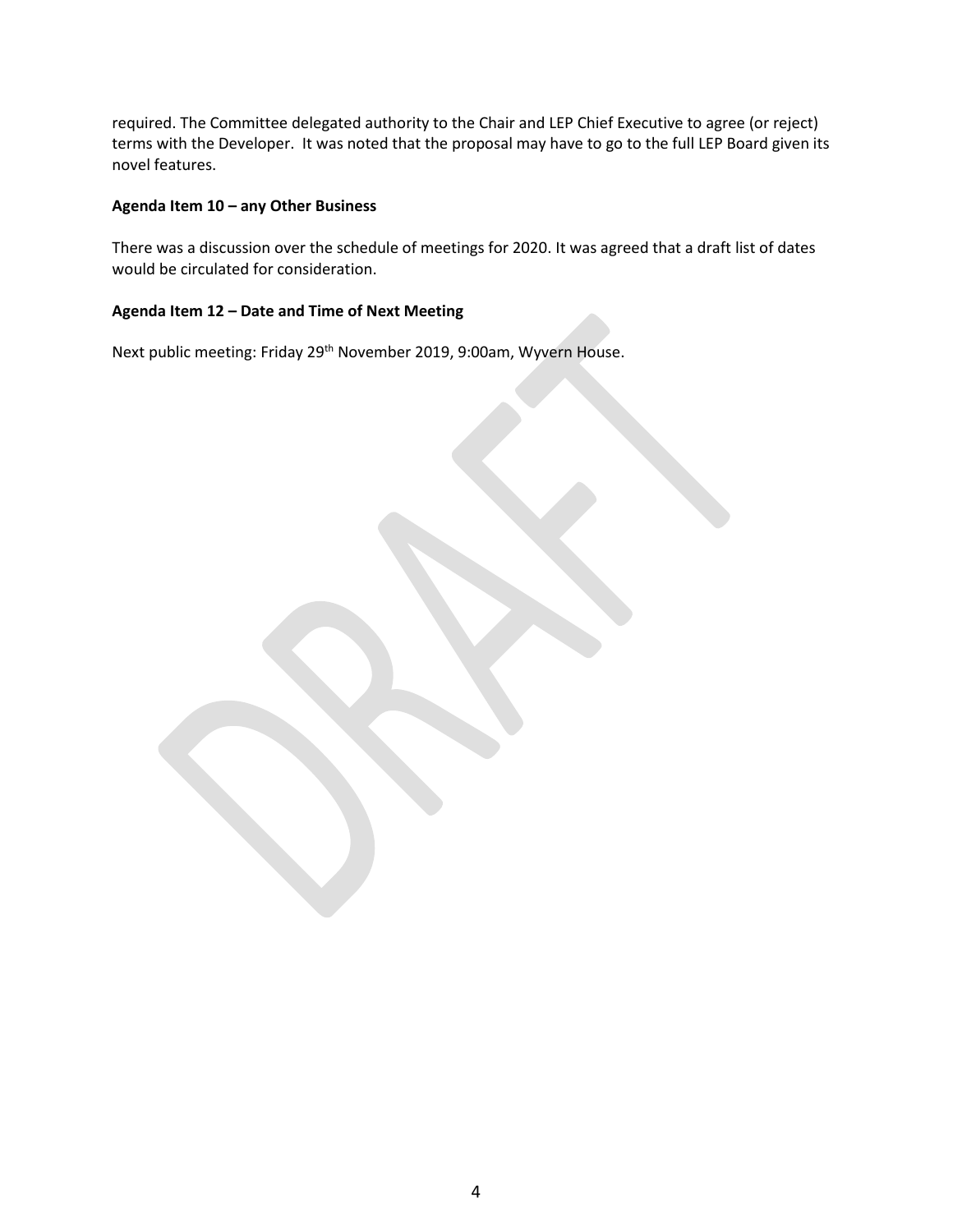required. The Committee delegated authority to the Chair and LEP Chief Executive to agree (or reject) terms with the Developer. It was noted that the proposal may have to go to the full LEP Board given its novel features.

**Agenda Item 10 – any Other Business**

There was a discussion over the schedule of meetings for 2020. It was agreed that a draft list of dates would be circulated for consideration.

**Agenda Item 12 – Date and Time of Next Meeting**

Next public meeting: Friday 29th November 2019, 9:00am, Wyvern House.